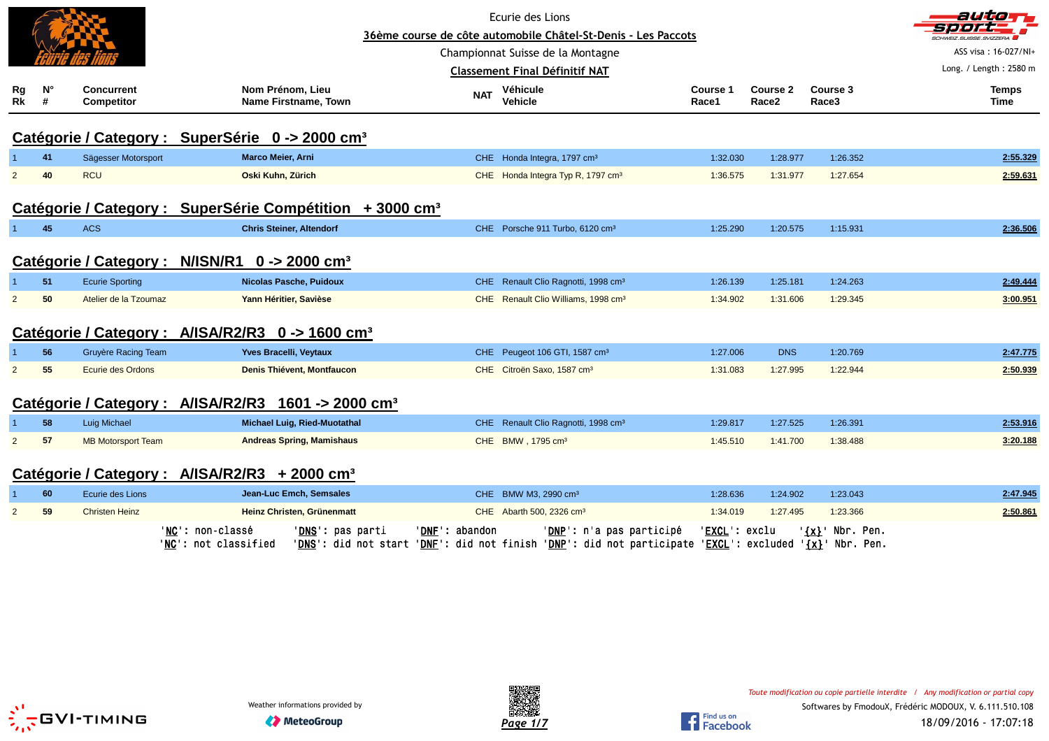Ecurie des Lions

# 36ème course de côte automobile Châtel-St-Denis - Les Paccots

Championnat Suisse de la Montagne

## Classement Final Définitif NAT

ASS visa : 16-027/NI+

Long. / Length : 2580 m

### Catégorie / Category : SuperSérie 0 -> 2000 cm³

| Rg Rk | N° # | Concurrent Competitor | Nom Prénom, Lieu Name Firstname, Town | NAT | Véhicule Vehicle | Course 1 Race1 | Course 2 Race2 | Course 3 Race3 | Temps Time |
|---|---|---|---|---|---|---|---|---|---|
| 1 | **41** | Sägesser Motorsport | **Marco Meier, Arni** | CHE | Honda Integra, 1797 cm³ | 1:32.030 | 1:28.977 | 1:26.352 | **2:55.329** |
| 2 | **40** | RCU | **Oski Kuhn, Zürich** | CHE | Honda Integra Typ R, 1797 cm³ | 1:36.575 | 1:31.977 | 1:27.654 | **2:59.631** |

### Catégorie / Category : SuperSérie Compétition + 3000 cm³

| Rg Rk | N° # | Concurrent Competitor | Nom Prénom, Lieu Name Firstname, Town | NAT | Véhicule Vehicle | Course 1 Race1 | Course 2 Race2 | Course 3 Race3 | Temps Time |
|---|---|---|---|---|---|---|---|---|---|
| 1 | **45** | ACS | **Chris Steiner, Altendorf** | CHE | Porsche 911 Turbo, 6120 cm³ | 1:25.290 | 1:20.575 | 1:15.931 | **2:36.506** |

### Catégorie / Category : N/ISN/R1 0 -> 2000 cm³

| Rg Rk | N° # | Concurrent Competitor | Nom Prénom, Lieu Name Firstname, Town | NAT | Véhicule Vehicle | Course 1 Race1 | Course 2 Race2 | Course 3 Race3 | Temps Time |
|---|---|---|---|---|---|---|---|---|---|
| 1 | **51** | Ecurie Sporting | **Nicolas Pasche, Puidoux** | CHE | Renault Clio Ragnotti, 1998 cm³ | 1:26.139 | 1:25.181 | 1:24.263 | **2:49.444** |
| 2 | **50** | Atelier de la Tzoumaz | **Yann Héritier, Savièse** | CHE | Renault Clio Williams, 1998 cm³ | 1:34.902 | 1:31.606 | 1:29.345 | **3:00.951** |

### Catégorie / Category : A/ISA/R2/R3 0 -> 1600 cm³

| Rg Rk | N° # | Concurrent Competitor | Nom Prénom, Lieu Name Firstname, Town | NAT | Véhicule Vehicle | Course 1 Race1 | Course 2 Race2 | Course 3 Race3 | Temps Time |
|---|---|---|---|---|---|---|---|---|---|
| 1 | **56** | Gruyère Racing Team | **Yves Bracelli, Veytaux** | CHE | Peugeot 106 GTI, 1587 cm³ | 1:27.006 | DNS | 1:20.769 | **2:47.775** |
| 2 | **55** | Ecurie des Ordons | **Denis Thiévent, Montfaucon** | CHE | Citroën Saxo, 1587 cm³ | 1:31.083 | 1:27.995 | 1:22.944 | **2:50.939** |

### Catégorie / Category : A/ISA/R2/R3 1601 -> 2000 cm³

| Rg Rk | N° # | Concurrent Competitor | Nom Prénom, Lieu Name Firstname, Town | NAT | Véhicule Vehicle | Course 1 Race1 | Course 2 Race2 | Course 3 Race3 | Temps Time |
|---|---|---|---|---|---|---|---|---|---|
| 1 | **58** | Luig Michael | **Michael Luig, Ried-Muotathal** | CHE | Renault Clio Ragnotti, 1998 cm³ | 1:29.817 | 1:27.525 | 1:26.391 | **2:53.916** |
| 2 | **57** | MB Motorsport Team | **Andreas Spring, Mamishaus** | CHE | BMW , 1795 cm³ | 1:45.510 | 1:41.700 | 1:38.488 | **3:20.188** |

### Catégorie / Category : A/ISA/R2/R3 + 2000 cm³

| Rg Rk | N° # | Concurrent Competitor | Nom Prénom, Lieu Name Firstname, Town | NAT | Véhicule Vehicle | Course 1 Race1 | Course 2 Race2 | Course 3 Race3 | Temps Time |
|---|---|---|---|---|---|---|---|---|---|
| 1 | **60** | Ecurie des Lions | **Jean-Luc Emch, Semsales** | CHE | BMW M3, 2990 cm³ | 1:28.636 | 1:24.902 | 1:23.043 | **2:47.945** |
| 2 | **59** | Christen Heinz | **Heinz Christen, Grünenmatt** | CHE | Abarth 500, 2326 cm³ | 1:34.019 | 1:27.495 | 1:23.366 | **2:50.861** |

'NC': non-classé 'DNS': pas parti 'DNF': abandon 'DNP': n'a pas participé 'EXCL': exclu '{x}' Nbr. Pen.
'NC': not classified 'DNS': did not start 'DNF': did not finish 'DNP': did not participate 'EXCL': excluded '{x}' Nbr. Pen.

Weather informations provided by MeteoGroup

*Toute modification ou copie partielle interdite / Any modification or partial copy*

Softwares by FmodouX, Frédéric MODOUX, V. 6.111.510.108

18/09/2016 - 17:07:18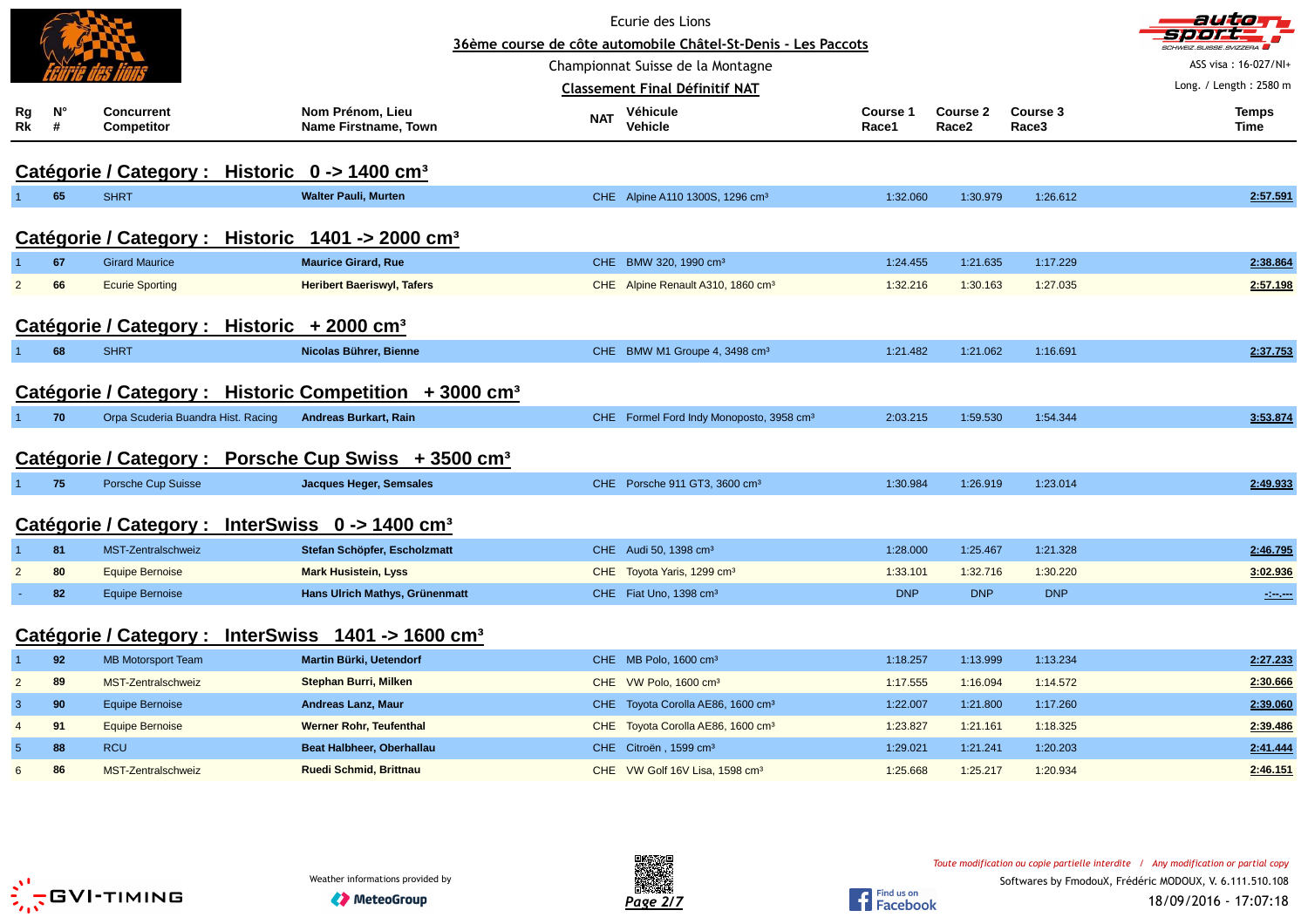Ecurie des Lions

36ème course de côte automobile Châtel-St-Denis - Les Paccots

Championnat Suisse de la Montagne

Classement Final Définitif NAT

ASS visa : 16-027/NI+

Long. / Length : 2580 m

| Rg Rk | N° # | Concurrent Competitor | Nom Prénom, Lieu Name Firstname, Town | NAT | Véhicule Vehicle | Course 1 Race1 | Course 2 Race2 | Course 3 Race3 | Temps Time |
|---|---|---|---|---|---|---|---|---|---|

## Catégorie / Category : Historic 0 -> 1400 cm³

| Rg Rk | N° # | Concurrent Competitor | Nom Prénom, Lieu Name Firstname, Town | NAT | Véhicule Vehicle | Course 1 Race1 | Course 2 Race2 | Course 3 Race3 | Temps Time |
|---|---|---|---|---|---|---|---|---|---|
| 1 | 65 | SHRT | **Walter Pauli, Murten** | CHE | Alpine A110 1300S, 1296 cm³ | 1:32.060 | 1:30.979 | 1:26.612 | **2:57.591** |

## Catégorie / Category : Historic 1401 -> 2000 cm³

| Rg Rk | N° # | Concurrent Competitor | Nom Prénom, Lieu Name Firstname, Town | NAT | Véhicule Vehicle | Course 1 Race1 | Course 2 Race2 | Course 3 Race3 | Temps Time |
|---|---|---|---|---|---|---|---|---|---|
| 1 | 67 | Girard Maurice | **Maurice Girard, Rue** | CHE | BMW 320, 1990 cm³ | 1:24.455 | 1:21.635 | 1:17.229 | **2:38.864** |
| 2 | 66 | Ecurie Sporting | **Heribert Baeriswyl, Tafers** | CHE | Alpine Renault A310, 1860 cm³ | 1:32.216 | 1:30.163 | 1:27.035 | **2:57.198** |

## Catégorie / Category : Historic + 2000 cm³

| Rg Rk | N° # | Concurrent Competitor | Nom Prénom, Lieu Name Firstname, Town | NAT | Véhicule Vehicle | Course 1 Race1 | Course 2 Race2 | Course 3 Race3 | Temps Time |
|---|---|---|---|---|---|---|---|---|---|
| 1 | 68 | SHRT | **Nicolas Bührer, Bienne** | CHE | BMW M1 Groupe 4, 3498 cm³ | 1:21.482 | 1:21.062 | 1:16.691 | **2:37.753** |

## Catégorie / Category : Historic Competition + 3000 cm³

| Rg Rk | N° # | Concurrent Competitor | Nom Prénom, Lieu Name Firstname, Town | NAT | Véhicule Vehicle | Course 1 Race1 | Course 2 Race2 | Course 3 Race3 | Temps Time |
|---|---|---|---|---|---|---|---|---|---|
| 1 | 70 | Orpa Scuderia Buandra Hist. Racing | **Andreas Burkart, Rain** | CHE | Formel Ford Indy Monoposto, 3958 cm³ | 2:03.215 | 1:59.530 | 1:54.344 | **3:53.874** |

## Catégorie / Category : Porsche Cup Swiss + 3500 cm³

| Rg Rk | N° # | Concurrent Competitor | Nom Prénom, Lieu Name Firstname, Town | NAT | Véhicule Vehicle | Course 1 Race1 | Course 2 Race2 | Course 3 Race3 | Temps Time |
|---|---|---|---|---|---|---|---|---|---|
| 1 | 75 | Porsche Cup Suisse | **Jacques Heger, Semsales** | CHE | Porsche 911 GT3, 3600 cm³ | 1:30.984 | 1:26.919 | 1:23.014 | **2:49.933** |

## Catégorie / Category : InterSwiss 0 -> 1400 cm³

| Rg Rk | N° # | Concurrent Competitor | Nom Prénom, Lieu Name Firstname, Town | NAT | Véhicule Vehicle | Course 1 Race1 | Course 2 Race2 | Course 3 Race3 | Temps Time |
|---|---|---|---|---|---|---|---|---|---|
| 1 | 81 | MST-Zentralschweiz | **Stefan Schöpfer, Escholzmatt** | CHE | Audi 50, 1398 cm³ | 1:28.000 | 1:25.467 | 1:21.328 | **2:46.795** |
| 2 | 80 | Equipe Bernoise | **Mark Husistein, Lyss** | CHE | Toyota Yaris, 1299 cm³ | 1:33.101 | 1:32.716 | 1:30.220 | **3:02.936** |
| - | 82 | Equipe Bernoise | **Hans Ulrich Mathys, Grünenmatt** | CHE | Fiat Uno, 1398 cm³ | DNP | DNP | DNP | **-:--.---** |

## Catégorie / Category : InterSwiss 1401 -> 1600 cm³

| Rg Rk | N° # | Concurrent Competitor | Nom Prénom, Lieu Name Firstname, Town | NAT | Véhicule Vehicle | Course 1 Race1 | Course 2 Race2 | Course 3 Race3 | Temps Time |
|---|---|---|---|---|---|---|---|---|---|
| 1 | 92 | MB Motorsport Team | **Martin Bürki, Uetendorf** | CHE | MB Polo, 1600 cm³ | 1:18.257 | 1:13.999 | 1:13.234 | **2:27.233** |
| 2 | 89 | MST-Zentralschweiz | **Stephan Burri, Milken** | CHE | VW Polo, 1600 cm³ | 1:17.555 | 1:16.094 | 1:14.572 | **2:30.666** |
| 3 | 90 | Equipe Bernoise | **Andreas Lanz, Maur** | CHE | Toyota Corolla AE86, 1600 cm³ | 1:22.007 | 1:21.800 | 1:17.260 | **2:39.060** |
| 4 | 91 | Equipe Bernoise | **Werner Rohr, Teufenthal** | CHE | Toyota Corolla AE86, 1600 cm³ | 1:23.827 | 1:21.161 | 1:18.325 | **2:39.486** |
| 5 | 88 | RCU | **Beat Halbheer, Oberhallau** | CHE | Citroën , 1599 cm³ | 1:29.021 | 1:21.241 | 1:20.203 | **2:41.444** |
| 6 | 86 | MST-Zentralschweiz | **Ruedi Schmid, Brittnau** | CHE | VW Golf 16V Lisa, 1598 cm³ | 1:25.668 | 1:25.217 | 1:20.934 | **2:46.151** |

Weather informations provided by MeteoGroup

*Toute modification ou copie partielle interdite / Any modification or partial copy*

Softwares by FmodouX, Frédéric MODOUX, V. 6.111.510.108

18/09/2016 - 17:07:18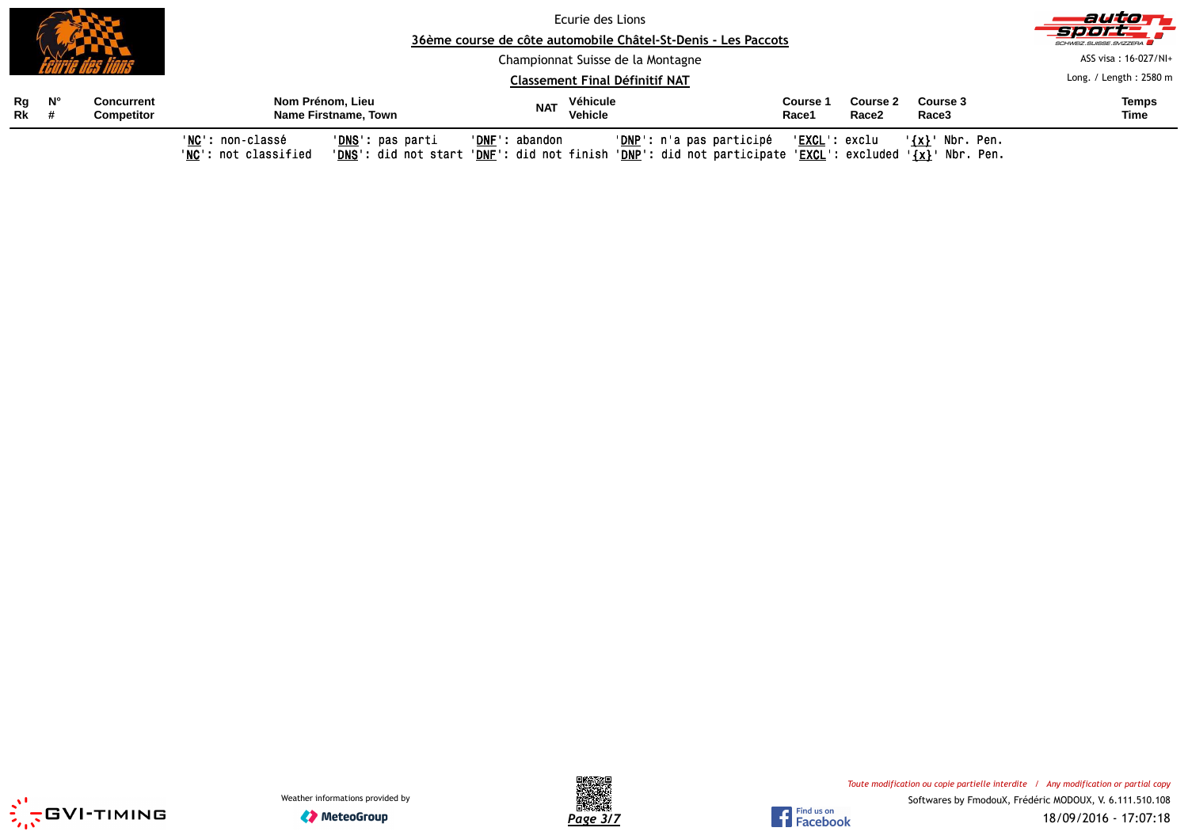Ecurie des Lions

**36ème course de côte automobile Châtel-St-Denis - Les Paccots**

Championnat Suisse de la Montagne

**Classement Final Définitif NAT**

ASS visa : 16-027/NI+

Long. / Length : 2580 m

| Rg Rk | N° # | Concurrent Competitor | Nom Prénom, Lieu Name Firstname, Town | NAT | Véhicule Vehicle | Course 1 Race1 | Course 2 Race2 | Course 3 Race3 | Temps Time |
|---|---|---|---|---|---|---|---|---|---|

'**NC**': non-classé 'DNS': pas parti 'DNF': abandon 'DNP': n'a pas participé 'EXCL': exclu '{x}' Nbr. Pen.
'**NC**': not classified 'DNS': did not start 'DNF': did not finish 'DNP': did not participate 'EXCL': excluded '{x}' Nbr. Pen.

Weather informations provided by MeteoGroup

*Toute modification ou copie partielle interdite / Any modification or partial copy*

Softwares by FmodouX, Frédéric MODOUX, V. 6.111.510.108

18/09/2016 - 17:07:18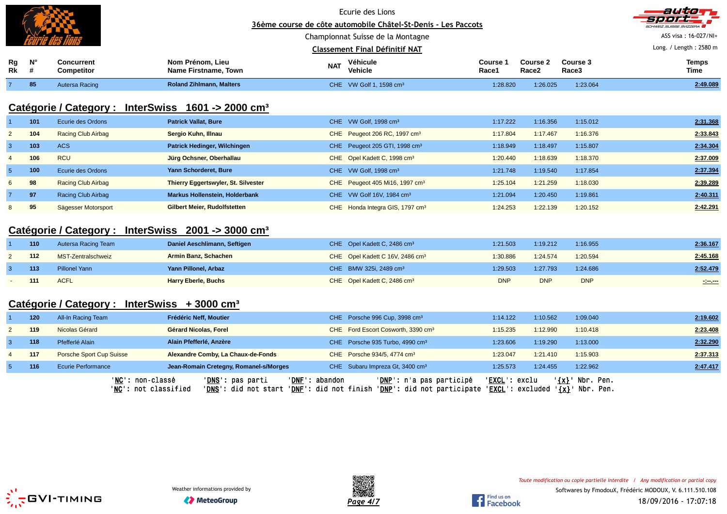Ecurie des Lions

36ème course de côte automobile Châtel-St-Denis - Les Paccots

Championnat Suisse de la Montagne

Classement Final Définitif NAT

ASS visa : 16-027/NI+

Long. / Length : 2580 m

| Rg Rk | N° # | Concurrent Competitor | Nom Prénom, Lieu Name Firstname, Town | NAT | Véhicule Vehicle | Course 1 Race1 | Course 2 Race2 | Course 3 Race3 | Temps Time |
|---|---|---|---|---|---|---|---|---|---|
| 7 | 85 | Autersa Racing | **Roland Zihlmann, Malters** | CHE | VW Golf 1, 1598 cm³ | 1:28.820 | 1:26.025 | 1:23.064 | 2:49.089 |

## Catégorie / Category : InterSwiss 1601 -> 2000 cm³

| Rg Rk | N° # | Concurrent Competitor | Nom Prénom, Lieu Name Firstname, Town | NAT | Véhicule Vehicle | Course 1 Race1 | Course 2 Race2 | Course 3 Race3 | Temps Time |
|---|---|---|---|---|---|---|---|---|---|
| 1 | 101 | Ecurie des Ordons | **Patrick Vallat, Bure** | CHE | VW Golf, 1998 cm³ | 1:17.222 | 1:16.356 | 1:15.012 | 2:31.368 |
| 2 | 104 | Racing Club Airbag | **Sergio Kuhn, Illnau** | CHE | Peugeot 206 RC, 1997 cm³ | 1:17.804 | 1:17.467 | 1:16.376 | 2:33.843 |
| 3 | 103 | ACS | **Patrick Hedinger, Wilchingen** | CHE | Peugeot 205 GTI, 1998 cm³ | 1:18.949 | 1:18.497 | 1:15.807 | 2:34.304 |
| 4 | 106 | RCU | **Jürg Ochsner, Oberhallau** | CHE | Opel Kadett C, 1998 cm³ | 1:20.440 | 1:18.639 | 1:18.370 | 2:37.009 |
| 5 | 100 | Ecurie des Ordons | **Yann Schorderet, Bure** | CHE | VW Golf, 1998 cm³ | 1:21.748 | 1:19.540 | 1:17.854 | 2:37.394 |
| 6 | 98 | Racing Club Airbag | **Thierry Eggertswyler, St. Silvester** | CHE | Peugeot 405 Mi16, 1997 cm³ | 1:25.104 | 1:21.259 | 1:18.030 | 2:39.289 |
| 7 | 97 | Racing Club Airbag | **Markus Hollenstein, Holderbank** | CHE | VW Golf 16V, 1984 cm³ | 1:21.094 | 1:20.450 | 1:19.861 | 2:40.311 |
| 8 | 95 | Sägesser Motorsport | **Gilbert Meier, Rudolfstetten** | CHE | Honda Integra GIS, 1797 cm³ | 1:24.253 | 1:22.139 | 1:20.152 | 2:42.291 |

## Catégorie / Category : InterSwiss 2001 -> 3000 cm³

| Rg Rk | N° # | Concurrent Competitor | Nom Prénom, Lieu Name Firstname, Town | NAT | Véhicule Vehicle | Course 1 Race1 | Course 2 Race2 | Course 3 Race3 | Temps Time |
|---|---|---|---|---|---|---|---|---|---|
| 1 | 110 | Autersa Racing Team | **Daniel Aeschlimann, Seftigen** | CHE | Opel Kadett C, 2486 cm³ | 1:21.503 | 1:19.212 | 1:16.955 | 2:36.167 |
| 2 | 112 | MST-Zentralschweiz | **Armin Banz, Schachen** | CHE | Opel Kadett C 16V, 2486 cm³ | 1:30.886 | 1:24.574 | 1:20.594 | 2:45.168 |
| 3 | 113 | Pillonel Yann | **Yann Pillonel, Arbaz** | CHE | BMW 325i, 2489 cm³ | 1:29.503 | 1:27.793 | 1:24.686 | 2:52.479 |
| - | 111 | ACFL | **Harry Eberle, Buchs** | CHE | Opel Kadett C, 2486 cm³ | DNP | DNP | DNP | -:--.--- |

## Catégorie / Category : InterSwiss + 3000 cm³

| Rg Rk | N° # | Concurrent Competitor | Nom Prénom, Lieu Name Firstname, Town | NAT | Véhicule Vehicle | Course 1 Race1 | Course 2 Race2 | Course 3 Race3 | Temps Time |
|---|---|---|---|---|---|---|---|---|---|
| 1 | 120 | All-In Racing Team | **Frédéric Neff, Moutier** | CHE | Porsche 996 Cup, 3998 cm³ | 1:14.122 | 1:10.562 | 1:09.040 | 2:19.602 |
| 2 | 119 | Nicolas Gérard | **Gérard Nicolas, Forel** | CHE | Ford Escort Cosworth, 3390 cm³ | 1:15.235 | 1:12.990 | 1:10.418 | 2:23.408 |
| 3 | 118 | Pfefferlé Alain | **Alain Pfefferlé, Anzère** | CHE | Porsche 935 Turbo, 4990 cm³ | 1:23.606 | 1:19.290 | 1:13.000 | 2:32.290 |
| 4 | 117 | Porsche Sport Cup Suisse | **Alexandre Comby, La Chaux-de-Fonds** | CHE | Porsche 934/5, 4774 cm³ | 1:23.047 | 1:21.410 | 1:15.903 | 2:37.313 |
| 5 | 116 | Ecurie Performance | **Jean-Romain Cretegny, Romanel-s/Morges** | CHE | Subaru Impreza Gt, 3400 cm³ | 1:25.573 | 1:24.455 | 1:22.962 | 2:47.417 |

'NC': non-classé 'DNS': pas parti 'DNF': abandon 'DNP': n'a pas participé 'EXCL': exclu '{x}' Nbr. Pen.
'NC': not classified 'DNS': did not start 'DNF': did not finish 'DNP': did not participate 'EXCL': excluded '{x}' Nbr. Pen.

Weather informations provided by MeteoGroup

*Toute modification ou copie partielle interdite / Any modification or partial copy*

Softwares by FmodouX, Frédéric MODOUX, V. 6.111.510.108

18/09/2016 - 17:07:18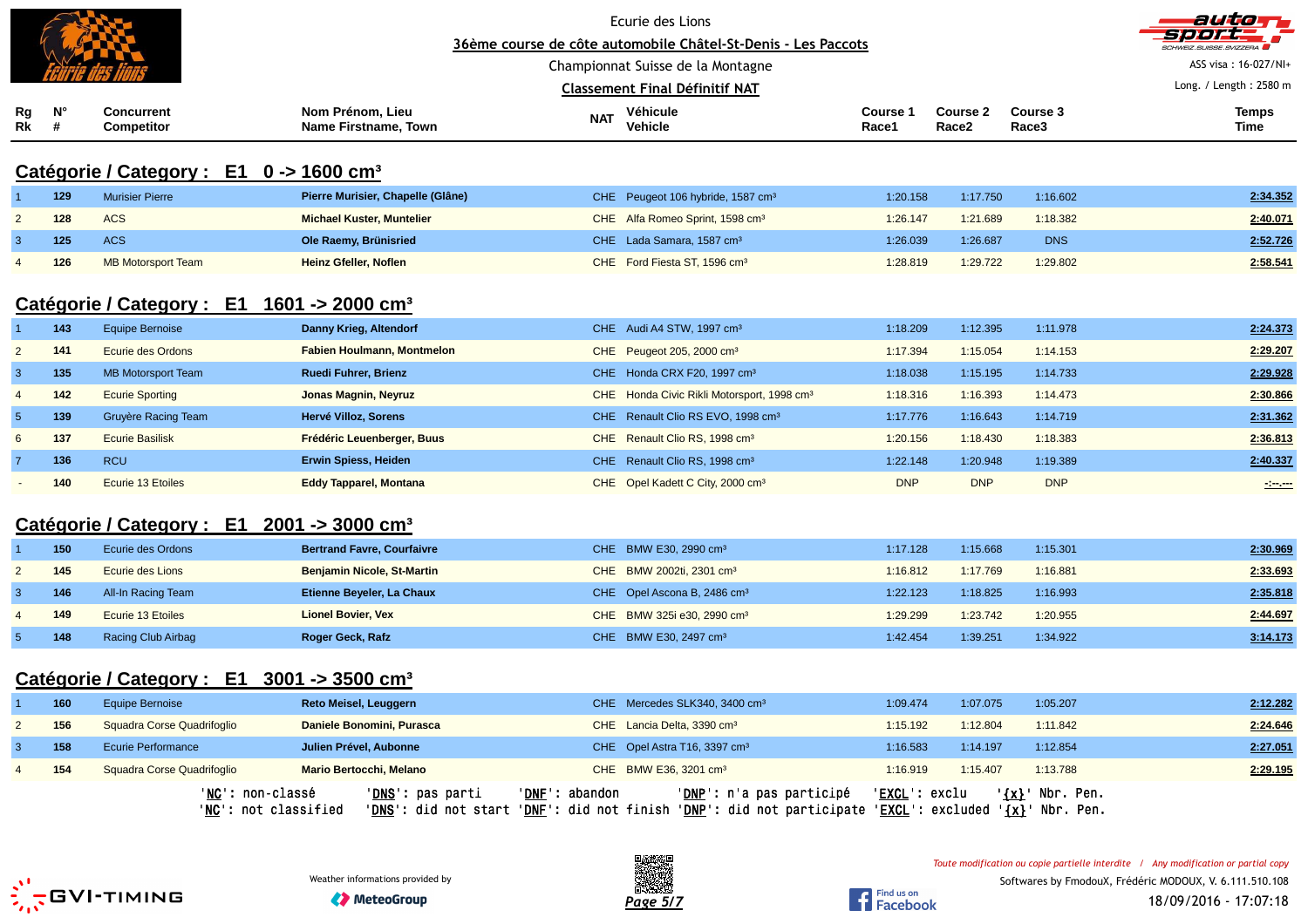Ecurie des Lions

**36ème course de côte automobile Châtel-St-Denis - Les Paccots**

Championnat Suisse de la Montagne

**Classement Final Définitif NAT**

ASS visa : 16-027/NI+

Long. / Length : 2580 m

## Catégorie / Category : E1 0 -> 1600 cm³

| Rg Rk | N° # | Concurrent Competitor | Nom Prénom, Lieu Name Firstname, Town | NAT | Véhicule Vehicle | Course 1 Race1 | Course 2 Race2 | Course 3 Race3 | Temps Time |
|---|---|---|---|---|---|---|---|---|---|
| 1 | 129 | Murisier Pierre | **Pierre Murisier, Chapelle (Glâne)** | CHE | Peugeot 106 hybride, 1587 cm³ | 1:20.158 | 1:17.750 | 1:16.602 | 2:34.352 |
| 2 | 128 | ACS | **Michael Kuster, Muntelier** | CHE | Alfa Romeo Sprint, 1598 cm³ | 1:26.147 | 1:21.689 | 1:18.382 | 2:40.071 |
| 3 | 125 | ACS | **Ole Raemy, Brünisried** | CHE | Lada Samara, 1587 cm³ | 1:26.039 | 1:26.687 | DNS | 2:52.726 |
| 4 | 126 | MB Motorsport Team | **Heinz Gfeller, Noflen** | CHE | Ford Fiesta ST, 1596 cm³ | 1:28.819 | 1:29.722 | 1:29.802 | 2:58.541 |

## Catégorie / Category : E1 1601 -> 2000 cm³

| Rg Rk | N° # | Concurrent Competitor | Nom Prénom, Lieu Name Firstname, Town | NAT | Véhicule Vehicle | Course 1 Race1 | Course 2 Race2 | Course 3 Race3 | Temps Time |
|---|---|---|---|---|---|---|---|---|---|
| 1 | 143 | Equipe Bernoise | **Danny Krieg, Altendorf** | CHE | Audi A4 STW, 1997 cm³ | 1:18.209 | 1:12.395 | 1:11.978 | 2:24.373 |
| 2 | 141 | Ecurie des Ordons | **Fabien Houlmann, Montmelon** | CHE | Peugeot 205, 2000 cm³ | 1:17.394 | 1:15.054 | 1:14.153 | 2:29.207 |
| 3 | 135 | MB Motorsport Team | **Ruedi Fuhrer, Brienz** | CHE | Honda CRX F20, 1997 cm³ | 1:18.038 | 1:15.195 | 1:14.733 | 2:29.928 |
| 4 | 142 | Ecurie Sporting | **Jonas Magnin, Neyruz** | CHE | Honda Civic Rikli Motorsport, 1998 cm³ | 1:18.316 | 1:16.393 | 1:14.473 | 2:30.866 |
| 5 | 139 | Gruyère Racing Team | **Hervé Villoz, Sorens** | CHE | Renault Clio RS EVO, 1998 cm³ | 1:17.776 | 1:16.643 | 1:14.719 | 2:31.362 |
| 6 | 137 | Ecurie Basilisk | **Frédéric Leuenberger, Buus** | CHE | Renault Clio RS, 1998 cm³ | 1:20.156 | 1:18.430 | 1:18.383 | 2:36.813 |
| 7 | 136 | RCU | **Erwin Spiess, Heiden** | CHE | Renault Clio RS, 1998 cm³ | 1:22.148 | 1:20.948 | 1:19.389 | 2:40.337 |
| - | 140 | Ecurie 13 Etoiles | **Eddy Tapparel, Montana** | CHE | Opel Kadett C City, 2000 cm³ | DNP | DNP | DNP | -:--.--- |

## Catégorie / Category : E1 2001 -> 3000 cm³

| Rg Rk | N° # | Concurrent Competitor | Nom Prénom, Lieu Name Firstname, Town | NAT | Véhicule Vehicle | Course 1 Race1 | Course 2 Race2 | Course 3 Race3 | Temps Time |
|---|---|---|---|---|---|---|---|---|---|
| 1 | 150 | Ecurie des Ordons | **Bertrand Favre, Courfaivre** | CHE | BMW E30, 2990 cm³ | 1:17.128 | 1:15.668 | 1:15.301 | 2:30.969 |
| 2 | 145 | Ecurie des Lions | **Benjamin Nicole, St-Martin** | CHE | BMW 2002ti, 2301 cm³ | 1:16.812 | 1:17.769 | 1:16.881 | 2:33.693 |
| 3 | 146 | All-In Racing Team | **Etienne Beyeler, La Chaux** | CHE | Opel Ascona B, 2486 cm³ | 1:22.123 | 1:18.825 | 1:16.993 | 2:35.818 |
| 4 | 149 | Ecurie 13 Etoiles | **Lionel Bovier, Vex** | CHE | BMW 325i e30, 2990 cm³ | 1:29.299 | 1:23.742 | 1:20.955 | 2:44.697 |
| 5 | 148 | Racing Club Airbag | **Roger Geck, Rafz** | CHE | BMW E30, 2497 cm³ | 1:42.454 | 1:39.251 | 1:34.922 | 3:14.173 |

## Catégorie / Category : E1 3001 -> 3500 cm³

| Rg Rk | N° # | Concurrent Competitor | Nom Prénom, Lieu Name Firstname, Town | NAT | Véhicule Vehicle | Course 1 Race1 | Course 2 Race2 | Course 3 Race3 | Temps Time |
|---|---|---|---|---|---|---|---|---|---|
| 1 | 160 | Equipe Bernoise | **Reto Meisel, Leuggern** | CHE | Mercedes SLK340, 3400 cm³ | 1:09.474 | 1:07.075 | 1:05.207 | 2:12.282 |
| 2 | 156 | Squadra Corse Quadrifoglio | **Daniele Bonomini, Purasca** | CHE | Lancia Delta, 3390 cm³ | 1:15.192 | 1:12.804 | 1:11.842 | 2:24.646 |
| 3 | 158 | Ecurie Performance | **Julien Prével, Aubonne** | CHE | Opel Astra T16, 3397 cm³ | 1:16.583 | 1:14.197 | 1:12.854 | 2:27.051 |
| 4 | 154 | Squadra Corse Quadrifoglio | **Mario Bertocchi, Melano** | CHE | BMW E36, 3201 cm³ | 1:16.919 | 1:15.407 | 1:13.788 | 2:29.195 |

'NC': non-classé 'DNS': pas parti 'DNF': abandon 'DNP': n'a pas participé 'EXCL': exclu '{x}' Nbr. Pen.
'NC': not classified 'DNS': did not start 'DNF': did not finish 'DNP': did not participate 'EXCL': excluded '{x}' Nbr. Pen.

Weather informations provided by MeteoGroup

*Toute modification ou copie partielle interdite / Any modification or partial copy*

Softwares by FmodouX, Frédéric MODOUX, V. 6.111.510.108

18/09/2016 - 17:07:18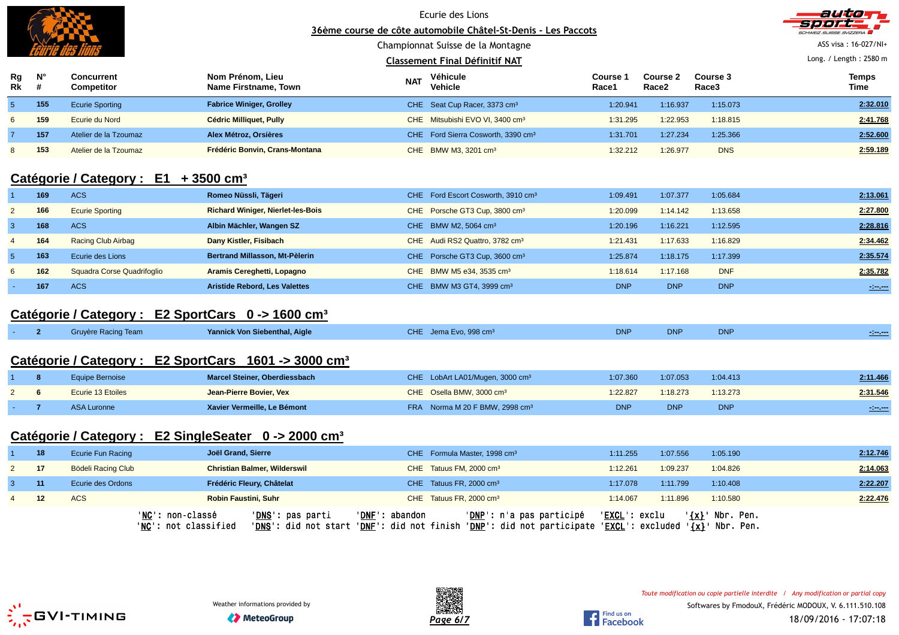Ecurie des Lions

36ème course de côte automobile Châtel-St-Denis - Les Paccots

Championnat Suisse de la Montagne

**Classement Final Définitif NAT**

ASS visa : 16-027/NI+

Long. / Length : 2580 m

| Rg Rk | N° # | Concurrent Competitor | Nom Prénom, Lieu Name Firstname, Town | NAT | Véhicule Vehicle | Course 1 Race1 | Course 2 Race2 | Course 3 Race3 | Temps Time |
|---|---|---|---|---|---|---|---|---|---|
| 5 | **155** | Ecurie Sporting | **Fabrice Winiger, Grolley** | CHE | Seat Cup Racer, 3373 cm³ | 1:20.941 | 1:16.937 | 1:15.073 | **2:32.010** |
| 6 | **159** | Ecurie du Nord | **Cédric Milliquet, Pully** | CHE | Mitsubishi EVO VI, 3400 cm³ | 1:31.295 | 1:22.953 | 1:18.815 | **2:41.768** |
| 7 | **157** | Atelier de la Tzoumaz | **Alex Métroz, Orsières** | CHE | Ford Sierra Cosworth, 3390 cm³ | 1:31.701 | 1:27.234 | 1:25.366 | **2:52.600** |
| 8 | **153** | Atelier de la Tzoumaz | **Frédéric Bonvin, Crans-Montana** | CHE | BMW M3, 3201 cm³ | 1:32.212 | 1:26.977 | DNS | **2:59.189** |

## Catégorie / Category : E1 + 3500 cm³

| Rg Rk | N° # | Concurrent Competitor | Nom Prénom, Lieu Name Firstname, Town | NAT | Véhicule Vehicle | Course 1 Race1 | Course 2 Race2 | Course 3 Race3 | Temps Time |
|---|---|---|---|---|---|---|---|---|---|
| 1 | **169** | ACS | **Romeo Nüssli, Tägeri** | CHE | Ford Escort Cosworth, 3910 cm³ | 1:09.491 | 1:07.377 | 1:05.684 | **2:13.061** |
| 2 | **166** | Ecurie Sporting | **Richard Winiger, Nierlet-les-Bois** | CHE | Porsche GT3 Cup, 3800 cm³ | 1:20.099 | 1:14.142 | 1:13.658 | **2:27.800** |
| 3 | **168** | ACS | **Albin Mächler, Wangen SZ** | CHE | BMW M2, 5064 cm³ | 1:20.196 | 1:16.221 | 1:12.595 | **2:28.816** |
| 4 | **164** | Racing Club Airbag | **Dany Kistler, Fisibach** | CHE | Audi RS2 Quattro, 3782 cm³ | 1:21.431 | 1:17.633 | 1:16.829 | **2:34.462** |
| 5 | **163** | Ecurie des Lions | **Bertrand Millasson, Mt-Pèlerin** | CHE | Porsche GT3 Cup, 3600 cm³ | 1:25.874 | 1:18.175 | 1:17.399 | **2:35.574** |
| 6 | **162** | Squadra Corse Quadrifoglio | **Aramis Cereghetti, Lopagno** | CHE | BMW M5 e34, 3535 cm³ | 1:18.614 | 1:17.168 | DNF | **2:35.782** |
| - | **167** | ACS | **Aristide Rebord, Les Valettes** | CHE | BMW M3 GT4, 3999 cm³ | DNP | DNP | DNP | -:--.--- |

## Catégorie / Category : E2 SportCars 0 -> 1600 cm³

| Rg Rk | N° # | Concurrent Competitor | Nom Prénom, Lieu Name Firstname, Town | NAT | Véhicule Vehicle | Course 1 Race1 | Course 2 Race2 | Course 3 Race3 | Temps Time |
|---|---|---|---|---|---|---|---|---|---|
| - | **2** | Gruyère Racing Team | **Yannick Von Siebenthal, Aigle** | CHE | Jema Evo, 998 cm³ | DNP | DNP | DNP | -:--.--- |

## Catégorie / Category : E2 SportCars 1601 -> 3000 cm³

| Rg Rk | N° # | Concurrent Competitor | Nom Prénom, Lieu Name Firstname, Town | NAT | Véhicule Vehicle | Course 1 Race1 | Course 2 Race2 | Course 3 Race3 | Temps Time |
|---|---|---|---|---|---|---|---|---|---|
| 1 | **8** | Equipe Bernoise | **Marcel Steiner, Oberdiessbach** | CHE | LobArt LA01/Mugen, 3000 cm³ | 1:07.360 | 1:07.053 | 1:04.413 | **2:11.466** |
| 2 | **6** | Ecurie 13 Etoiles | **Jean-Pierre Bovier, Vex** | CHE | Osella BMW, 3000 cm³ | 1:22.827 | 1:18.273 | 1:13.273 | **2:31.546** |
| - | **7** | ASA Luronne | **Xavier Vermeille, Le Bémont** | FRA | Norma M 20 F BMW, 2998 cm³ | DNP | DNP | DNP | -:--.--- |

## Catégorie / Category : E2 SingleSeater 0 -> 2000 cm³

| Rg Rk | N° # | Concurrent Competitor | Nom Prénom, Lieu Name Firstname, Town | NAT | Véhicule Vehicle | Course 1 Race1 | Course 2 Race2 | Course 3 Race3 | Temps Time |
|---|---|---|---|---|---|---|---|---|---|
| 1 | **18** | Ecurie Fun Racing | **Joël Grand, Sierre** | CHE | Formula Master, 1998 cm³ | 1:11.255 | 1:07.556 | 1:05.190 | **2:12.746** |
| 2 | **17** | Bödeli Racing Club | **Christian Balmer, Wilderswil** | CHE | Tatuus FM, 2000 cm³ | 1:12.261 | 1:09.237 | 1:04.826 | **2:14.063** |
| 3 | **11** | Ecurie des Ordons | **Frédéric Fleury, Châtelat** | CHE | Tatuus FR, 2000 cm³ | 1:17.078 | 1:11.799 | 1:10.408 | **2:22.207** |
| 4 | **12** | ACS | **Robin Faustini, Suhr** | CHE | Tatuus FR, 2000 cm³ | 1:14.067 | 1:11.896 | 1:10.580 | **2:22.476** |

'NC': non-classé 'DNS': pas parti 'DNF': abandon 'DNP': n'a pas participé 'EXCL': exclu '{x}' Nbr. Pen.
'NC': not classified 'DNS': did not start 'DNF': did not finish 'DNP': did not participate 'EXCL': excluded '{x}' Nbr. Pen.

Weather informations provided by MeteoGroup

*Toute modification ou copie partielle interdite / Any modification or partial copy*

Softwares by FmodouX, Frédéric MODOUX, V. 6.111.510.108

18/09/2016 - 17:07:18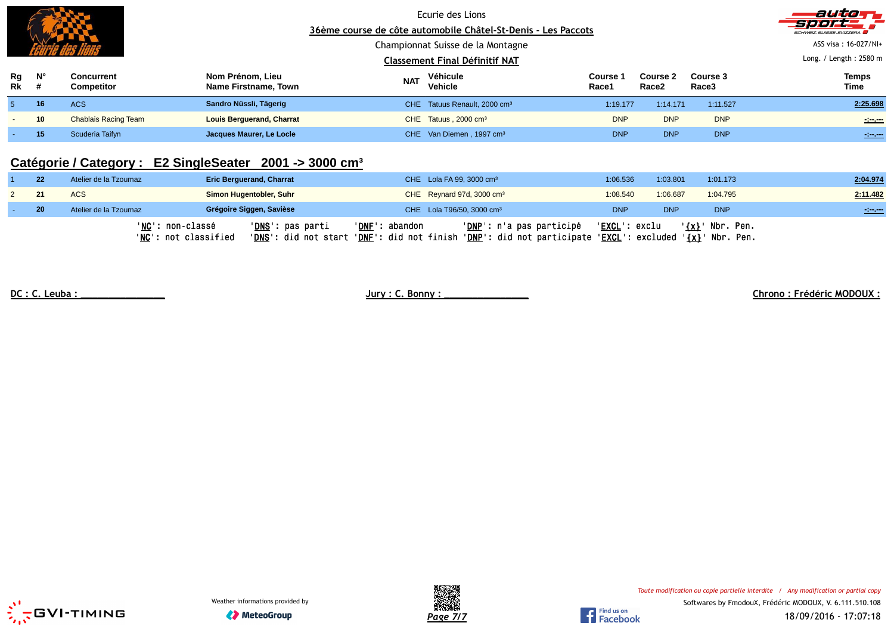Ecurie des Lions

36ème course de côte automobile Châtel-St-Denis - Les Paccots

Championnat Suisse de la Montagne

**Classement Final Définitif NAT**

ASS visa : 16-027/NI+

Long. / Length : 2580 m

| Rg Rk | N° # | Concurrent Competitor | Nom Prénom, Lieu Name Firstname, Town | NAT | Véhicule Vehicle | Course 1 Race1 | Course 2 Race2 | Course 3 Race3 | Temps Time |
|---|---|---|---|---|---|---|---|---|---|
| 5 | **16** | ACS | **Sandro Nüssli, Tägerig** | CHE | Tatuus Renault, 2000 cm³ | 1:19.177 | 1:14.171 | 1:11.527 | **2:25.698** |
| - | **10** | Chablais Racing Team | **Louis Berguerand, Charrat** | CHE | Tatuus , 2000 cm³ | DNP | DNP | DNP | -:--.--- |
| - | **15** | Scuderia Taifyn | **Jacques Maurer, Le Locle** | CHE | Van Diemen , 1997 cm³ | DNP | DNP | DNP | -:--.--- |

## Catégorie / Category : E2 SingleSeater 2001 -> 3000 cm³

| Rg Rk | N° # | Concurrent Competitor | Nom Prénom, Lieu Name Firstname, Town | NAT | Véhicule Vehicle | Course 1 Race1 | Course 2 Race2 | Course 3 Race3 | Temps Time |
|---|---|---|---|---|---|---|---|---|---|
| 1 | **22** | Atelier de la Tzoumaz | **Eric Berguerand, Charrat** | CHE | Lola FA 99, 3000 cm³ | 1:06.536 | 1:03.801 | 1:01.173 | **2:04.974** |
| 2 | **21** | ACS | **Simon Hugentobler, Suhr** | CHE | Reynard 97d, 3000 cm³ | 1:08.540 | 1:06.687 | 1:04.795 | **2:11.482** |
| - | **20** | Atelier de la Tzoumaz | **Grégoire Siggen, Savièse** | CHE | Lola T96/50, 3000 cm³ | DNP | DNP | DNP | -:--.--- |

'NC': non-classé 'DNS': pas parti 'DNF': abandon 'DNP': n'a pas participé 'EXCL': exclu '{x}' Nbr. Pen.
'NC': not classified 'DNS': did not start 'DNF': did not finish 'DNP': did not participate 'EXCL': excluded '{x}' Nbr. Pen.

DC : C. Leuba : ______________ Jury : C. Bonny : ______________ Chrono : Frédéric MODOUX :

Weather informations provided by MeteoGroup

*Toute modification ou copie partielle interdite / Any modification or partial copy*

Softwares by FmodouX, Frédéric MODOUX, V. 6.111.510.108

18/09/2016 - 17:07:18